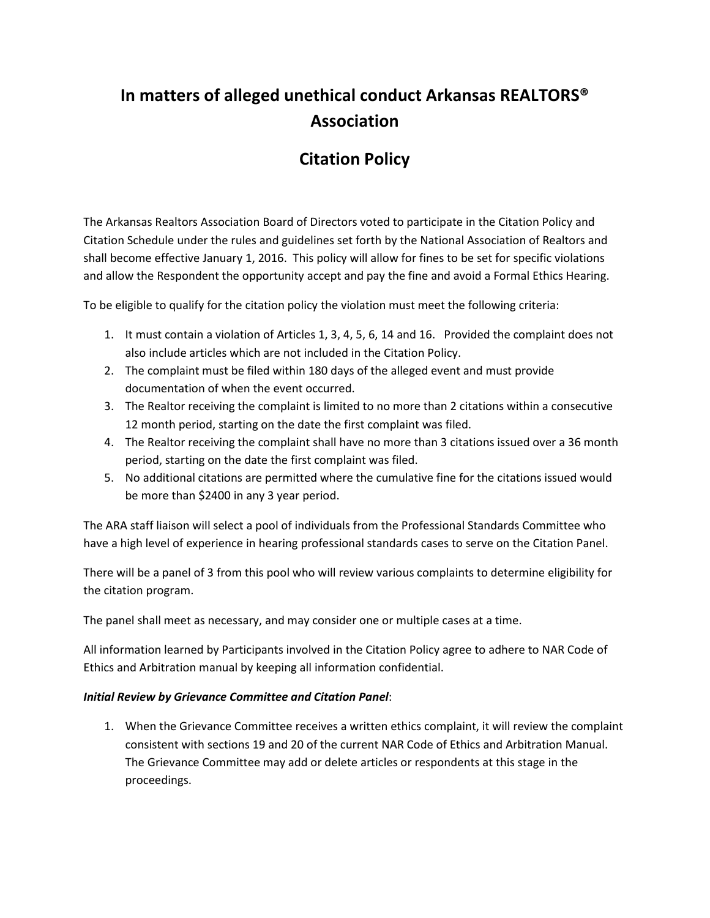# In matters of alleged unethical conduct Arkansas REALTORS® Association

## Citation Policy

The Arkansas Realtors Association Board of Directors voted to participate in the Citation Policy and Citation Schedule under the rules and guidelines set forth by the National Association of Realtors and shall become effective January 1, 2016. This policy will allow for fines to be set for specific violations and allow the Respondent the opportunity accept and pay the fine and avoid a Formal Ethics Hearing.

To be eligible to qualify for the citation policy the violation must meet the following criteria:

1. It must contain a violation of Articles 1, 3, 4, 5, 6, 14 and 16. Provided the complaint does not also include articles which are not included in the Citation Policy.
2. The complaint must be filed within 180 days of the alleged event and must provide documentation of when the event occurred.
3. The Realtor receiving the complaint is limited to no more than 2 citations within a consecutive 12 month period, starting on the date the first complaint was filed.
4. The Realtor receiving the complaint shall have no more than 3 citations issued over a 36 month period, starting on the date the first complaint was filed.
5. No additional citations are permitted where the cumulative fine for the citations issued would be more than $2400 in any 3 year period.

The ARA staff liaison will select a pool of individuals from the Professional Standards Committee who have a high level of experience in hearing professional standards cases to serve on the Citation Panel.

There will be a panel of 3 from this pool who will review various complaints to determine eligibility for the citation program.

The panel shall meet as necessary, and may consider one or multiple cases at a time.

All information learned by Participants involved in the Citation Policy agree to adhere to NAR Code of Ethics and Arbitration manual by keeping all information confidential.

***Initial Review by Grievance Committee and Citation Panel***:

1. When the Grievance Committee receives a written ethics complaint, it will review the complaint consistent with sections 19 and 20 of the current NAR Code of Ethics and Arbitration Manual. The Grievance Committee may add or delete articles or respondents at this stage in the proceedings.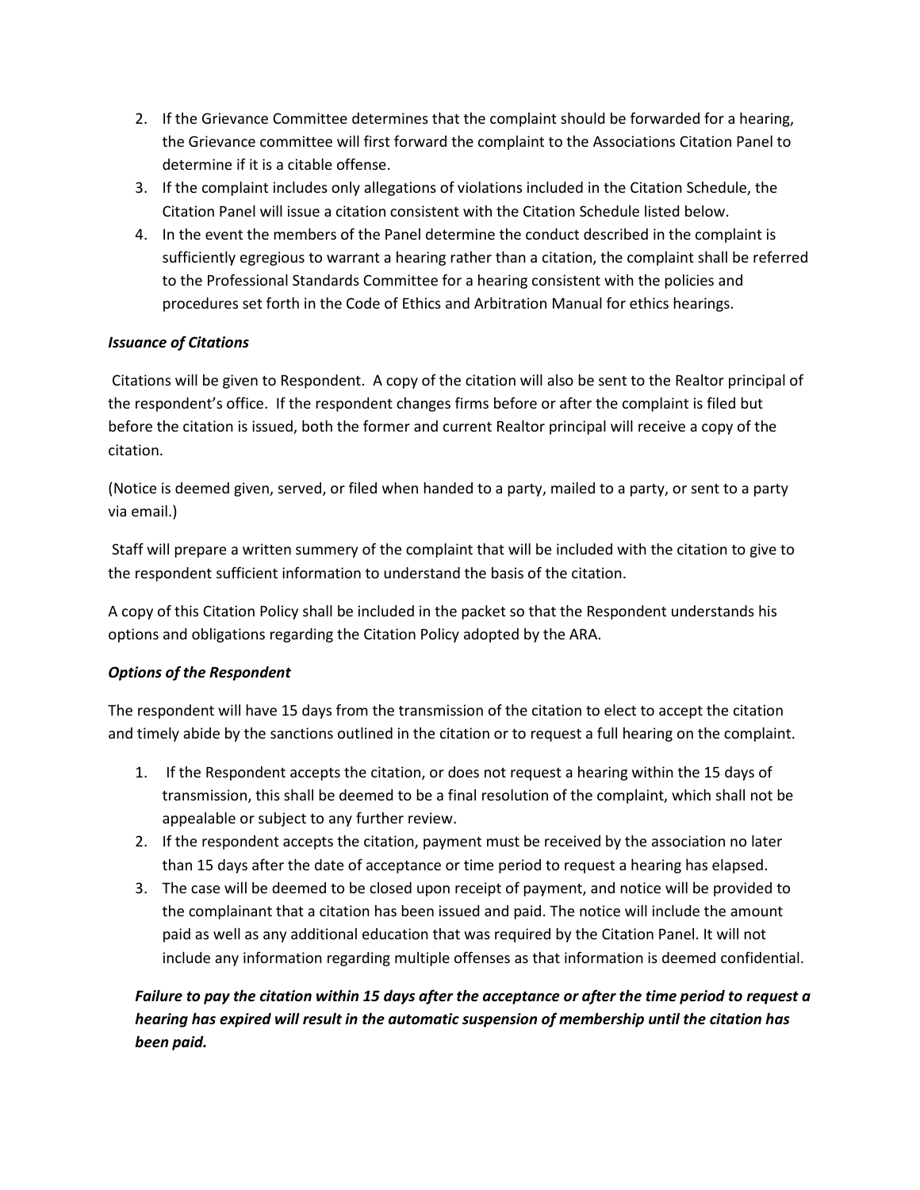2. If the Grievance Committee determines that the complaint should be forwarded for a hearing, the Grievance committee will first forward the complaint to the Associations Citation Panel to determine if it is a citable offense.
3. If the complaint includes only allegations of violations included in the Citation Schedule, the Citation Panel will issue a citation consistent with the Citation Schedule listed below.
4. In the event the members of the Panel determine the conduct described in the complaint is sufficiently egregious to warrant a hearing rather than a citation, the complaint shall be referred to the Professional Standards Committee for a hearing consistent with the policies and procedures set forth in the Code of Ethics and Arbitration Manual for ethics hearings.

***Issuance of Citations***

Citations will be given to Respondent. A copy of the citation will also be sent to the Realtor principal of the respondent's office. If the respondent changes firms before or after the complaint is filed but before the citation is issued, both the former and current Realtor principal will receive a copy of the citation.

(Notice is deemed given, served, or filed when handed to a party, mailed to a party, or sent to a party via email.)

Staff will prepare a written summery of the complaint that will be included with the citation to give to the respondent sufficient information to understand the basis of the citation.

A copy of this Citation Policy shall be included in the packet so that the Respondent understands his options and obligations regarding the Citation Policy adopted by the ARA.

***Options of the Respondent***

The respondent will have 15 days from the transmission of the citation to elect to accept the citation and timely abide by the sanctions outlined in the citation or to request a full hearing on the complaint.

1. If the Respondent accepts the citation, or does not request a hearing within the 15 days of transmission, this shall be deemed to be a final resolution of the complaint, which shall not be appealable or subject to any further review.
2. If the respondent accepts the citation, payment must be received by the association no later than 15 days after the date of acceptance or time period to request a hearing has elapsed.
3. The case will be deemed to be closed upon receipt of payment, and notice will be provided to the complainant that a citation has been issued and paid. The notice will include the amount paid as well as any additional education that was required by the Citation Panel. It will not include any information regarding multiple offenses as that information is deemed confidential.

***Failure to pay the citation within 15 days after the acceptance or after the time period to request a hearing has expired will result in the automatic suspension of membership until the citation has been paid.***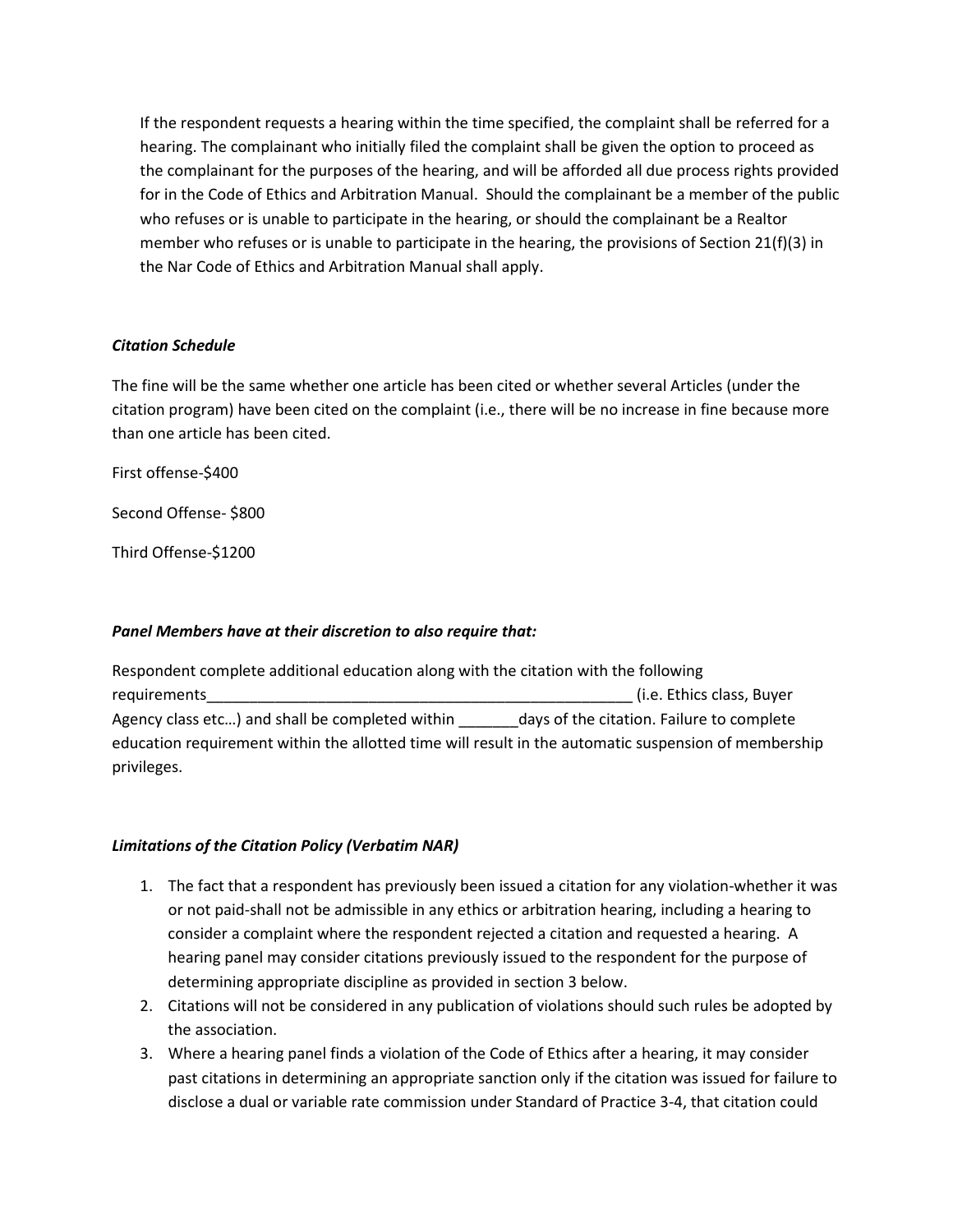If the respondent requests a hearing within the time specified, the complaint shall be referred for a hearing. The complainant who initially filed the complaint shall be given the option to proceed as the complainant for the purposes of the hearing, and will be afforded all due process rights provided for in the Code of Ethics and Arbitration Manual. Should the complainant be a member of the public who refuses or is unable to participate in the hearing, or should the complainant be a Realtor member who refuses or is unable to participate in the hearing, the provisions of Section 21(f)(3) in the Nar Code of Ethics and Arbitration Manual shall apply.

***Citation Schedule***

The fine will be the same whether one article has been cited or whether several Articles (under the citation program) have been cited on the complaint (i.e., there will be no increase in fine because more than one article has been cited.

First offense-$400

Second Offense- $800

Third Offense-$1200

***Panel Members have at their discretion to also require that:***

Respondent complete additional education along with the citation with the following requirements___________________________________________________ (i.e. Ethics class, Buyer Agency class etc…) and shall be completed within _______days of the citation. Failure to complete education requirement within the allotted time will result in the automatic suspension of membership privileges.

***Limitations of the Citation Policy (Verbatim NAR)***

1. The fact that a respondent has previously been issued a citation for any violation-whether it was or not paid-shall not be admissible in any ethics or arbitration hearing, including a hearing to consider a complaint where the respondent rejected a citation and requested a hearing. A hearing panel may consider citations previously issued to the respondent for the purpose of determining appropriate discipline as provided in section 3 below.
2. Citations will not be considered in any publication of violations should such rules be adopted by the association.
3. Where a hearing panel finds a violation of the Code of Ethics after a hearing, it may consider past citations in determining an appropriate sanction only if the citation was issued for failure to disclose a dual or variable rate commission under Standard of Practice 3-4, that citation could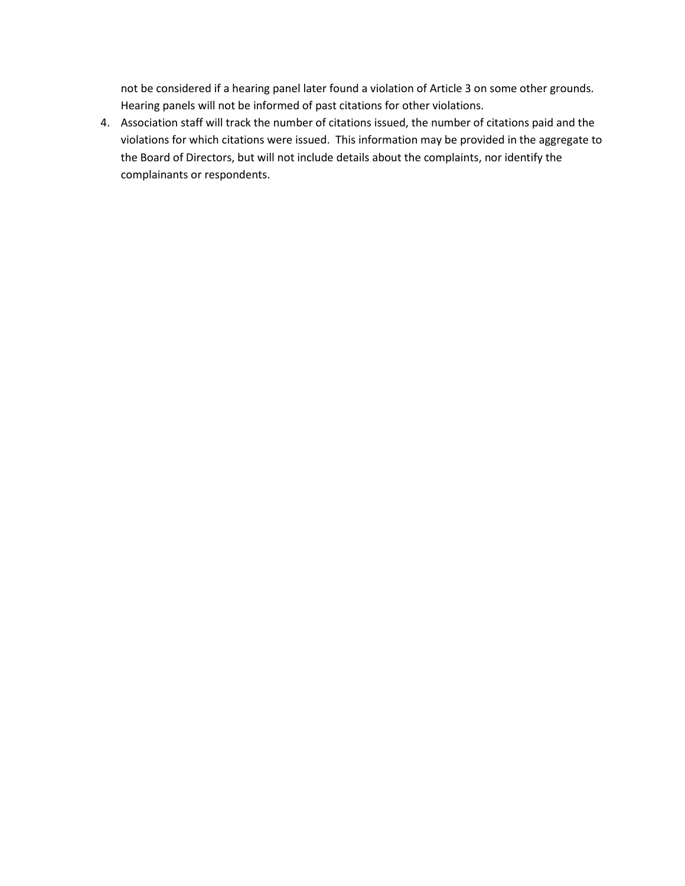not be considered if a hearing panel later found a violation of Article 3 on some other grounds. Hearing panels will not be informed of past citations for other violations.

4. Association staff will track the number of citations issued, the number of citations paid and the violations for which citations were issued. This information may be provided in the aggregate to the Board of Directors, but will not include details about the complaints, nor identify the complainants or respondents.